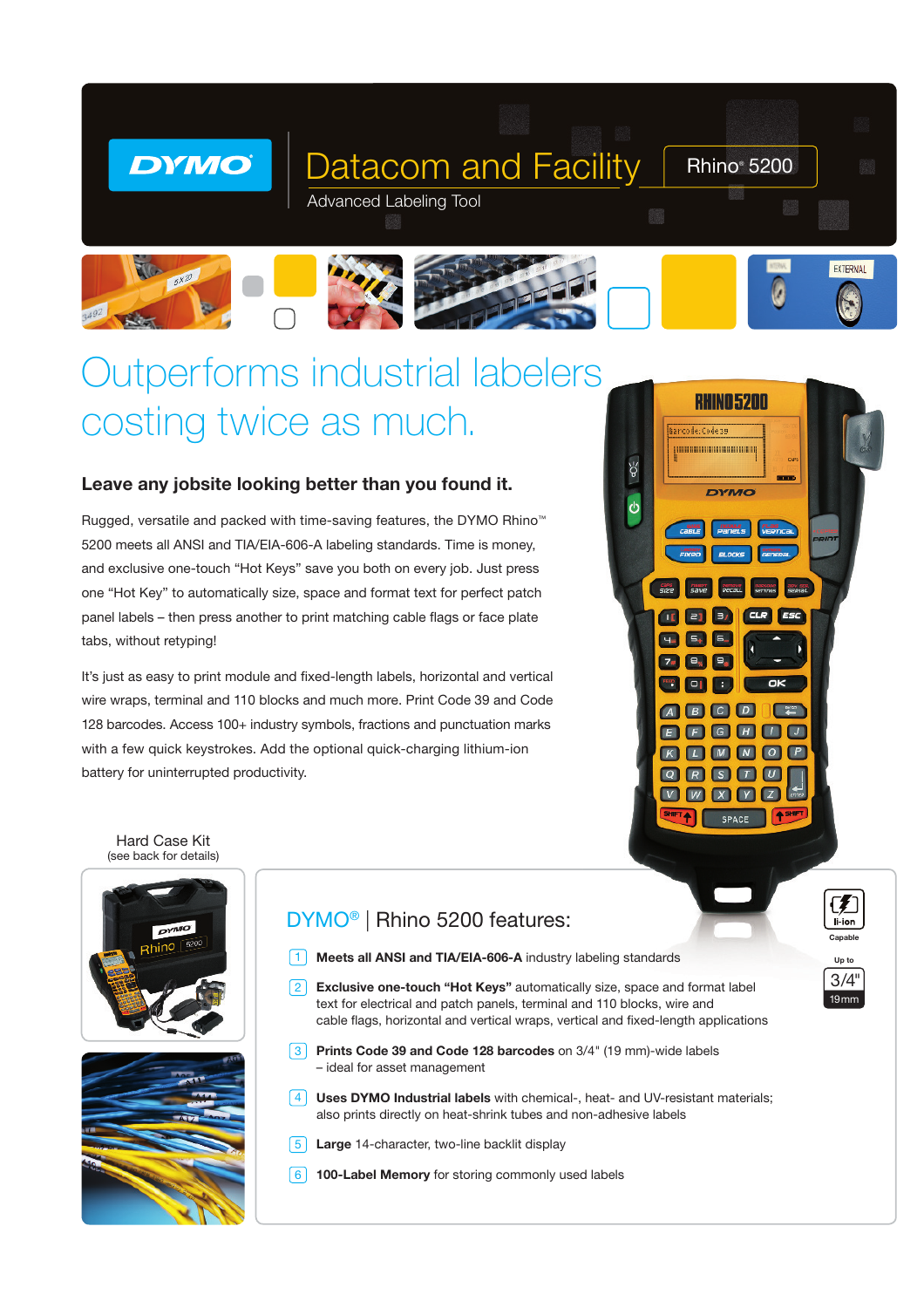**DYMO**

# Datacom and Facility

Advanced Labeling Tool

Rhino® 5200

# Outperforms industrial labelers costing twice as much.

### Leave any jobsite looking better than you found it.

Rugged, versatile and packed with time-saving features, the DYMO Rhino™ 5200 meets all ANSI and TIA/EIA-606-A labeling standards. Time is money, and exclusive one-touch "Hot Keys" save you both on every job. Just press one "Hot Key" to automatically size, space and format text for perfect patch panel labels – then press another to print matching cable flags or face plate tabs, without retyping!

It's just as easy to print module and fixed-length labels, horizontal and vertical wire wraps, terminal and 110 blocks and much more. Print Code 39 and Code 128 barcodes. Access 100+ industry symbols, fractions and punctuation marks with a few quick keystrokes. Add the optional quick-charging lithium-ion battery for uninterrupted productivity.

Hard Case Kit
(see back for details)

## DYMO® | Rhino 5200 features:

Li-ion Capable

Up to 3/4" 19mm

1. **Meets all ANSI and TIA/EIA-606-A** industry labeling standards
2. **Exclusive one-touch "Hot Keys"** automatically size, space and format label text for electrical and patch panels, terminal and 110 blocks, wire and cable flags, horizontal and vertical wraps, vertical and fixed-length applications
3. **Prints Code 39 and Code 128 barcodes** on 3/4" (19 mm)-wide labels – ideal for asset management
4. **Uses DYMO Industrial labels** with chemical-, heat- and UV-resistant materials; also prints directly on heat-shrink tubes and non-adhesive labels
5. **Large** 14-character, two-line backlit display
6. **100-Label Memory** for storing commonly used labels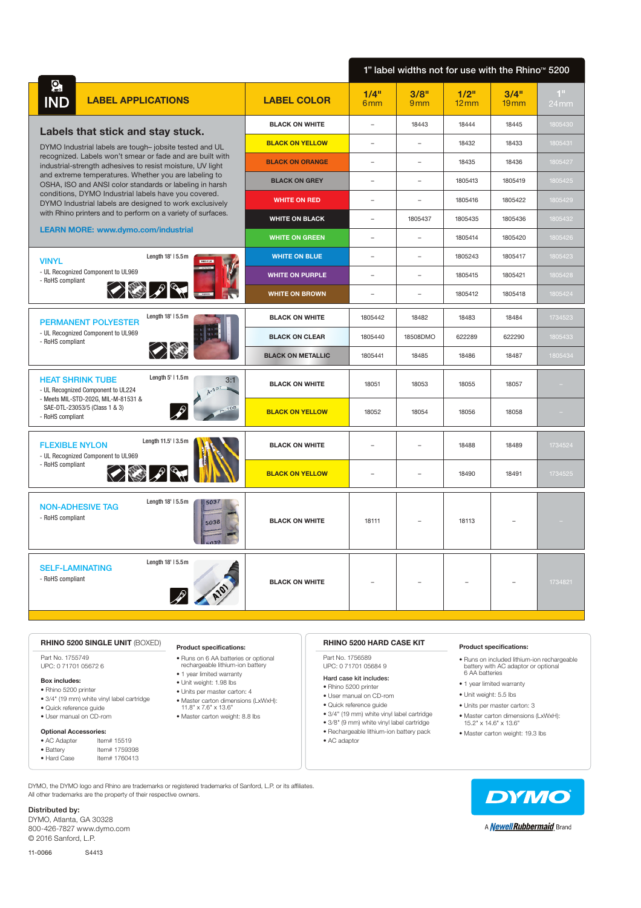| IND LABEL APPLICATIONS | LABEL COLOR | 1/4" 6mm | 3/8" 9mm | 1/2" 12mm | 3/4" 19mm | 1" 24mm |
|---|---|---|---|---|---|---|
| | | 1" label widths not for use with the Rhino™ 5200 | | | | |
| **Labels that stick and stay stuck.** DYMO Industrial labels are tough– jobsite tested and UL recognized. Labels won't smear or fade and are built with industrial-strength adhesives to resist moisture, UV light and extreme temperatures. Whether you are labeling to OSHA, ISO and ANSI color standards or labeling in harsh conditions, DYMO Industrial labels have you covered. DYMO Industrial labels are designed to work exclusively with Rhino printers and to perform on a variety of surfaces. LEARN MORE: www.dymo.com/industrial | BLACK ON WHITE | – | 18443 | 18444 | 18445 | 1805430 |
| | BLACK ON YELLOW | – | – | 18432 | 18433 | 1805431 |
| | BLACK ON ORANGE | – | – | 18435 | 18436 | 1805427 |
| | BLACK ON GREY | – | – | 1805413 | 1805419 | 1805425 |
| | WHITE ON RED | – | – | 1805416 | 1805422 | 1805429 |
| | WHITE ON BLACK | – | 1805437 | 1805435 | 1805436 | 1805432 |
| | WHITE ON GREEN | – | – | 1805414 | 1805420 | 1805426 |
| VINYL - UL Recognized Component to UL969 - RoHS compliant. Length 18' \| 5.5m | WHITE ON BLUE | – | – | 1805243 | 1805417 | 1805423 |
| | WHITE ON PURPLE | – | – | 1805415 | 1805421 | 1805428 |
| | WHITE ON BROWN | – | – | 1805412 | 1805418 | 1805424 |
| PERMANENT POLYESTER - UL Recognized Component to UL969 - RoHS compliant. Length 18' \| 5.5m | BLACK ON WHITE | 1805442 | 18482 | 18483 | 18484 | 1734523 |
| | BLACK ON CLEAR | 1805440 | 18508DMO | 622289 | 622290 | 1805433 |
| | BLACK ON METALLIC | 1805441 | 18485 | 18486 | 18487 | 1805434 |
| HEAT SHRINK TUBE - UL Recognized Component to UL224 - Meets MIL-STD-202G, MIL-M-81531 & SAE-DTL-23053/5 (Class 1 & 3) - RoHS compliant. Length 5' \| 1.5m. 3:1 | BLACK ON WHITE | 18051 | 18053 | 18055 | 18057 | – |
| | BLACK ON YELLOW | 18052 | 18054 | 18056 | 18058 | – |
| FLEXIBLE NYLON - UL Recognized Component to UL969 - RoHS compliant. Length 11.5' \| 3.5m | BLACK ON WHITE | – | – | 18488 | 18489 | 1734524 |
| | BLACK ON YELLOW | – | – | 18490 | 18491 | 1734525 |
| NON-ADHESIVE TAG - RoHS compliant. Length 18' \| 5.5m | BLACK ON WHITE | 18111 | – | 18113 | – | – |
| SELF-LAMINATING - RoHS compliant. Length 18' \| 5.5m | BLACK ON WHITE | – | – | – | – | 1734821 |

### RHINO 5200 SINGLE UNIT (BOXED)

Part No. 1755749
UPC: 0 71701 05672 6

**Box includes:**
- Rhino 5200 printer
- 3/4" (19 mm) white vinyl label cartridge
- Quick reference guide
- User manual on CD-rom

**Optional Accessories:**
- AC Adapter Item# 15519
- Battery Item# 1759398
- Hard Case Item# 1760413

**Product specifications:**
- Runs on 6 AA batteries or optional rechargeable lithium-ion battery
- 1 year limited warranty
- Unit weight: 1.98 lbs
- Units per master carton: 4
- Master carton dimensions (LxWxH): 11.8" x 7.6" x 13.6"
- Master carton weight: 8.8 lbs

### RHINO 5200 HARD CASE KIT

Part No. 1756589
UPC: 0 71701 05684 9

**Hard case kit includes:**
- Rhino 5200 printer
- User manual on CD-rom
- Quick reference guide
- 3/4" (19 mm) white vinyl label cartridge
- 3/8" (9 mm) white vinyl label cartridge
- Rechargeable lithium-ion battery pack
- AC adaptor

**Product specifications:**
- Runs on included lithium-ion rechargeable battery with AC adaptor or optional 6 AA batteries
- 1 year limited warranty
- Unit weight: 5.5 lbs
- Units per master carton: 3
- Master carton dimensions (LxWxH): 15.2" x 14.6" x 13.6"
- Master carton weight: 19.3 lbs

DYMO, the DYMO logo and Rhino are trademarks or registered trademarks of Sanford, L.P. or its affiliates. All other trademarks are the property of their respective owners.

**Distributed by:**
DYMO, Atlanta, GA 30328
800-426-7827 www.dymo.com
© 2016 Sanford, L.P.

11-0066 S4413

DYMO

A NewellRubbermaid Brand